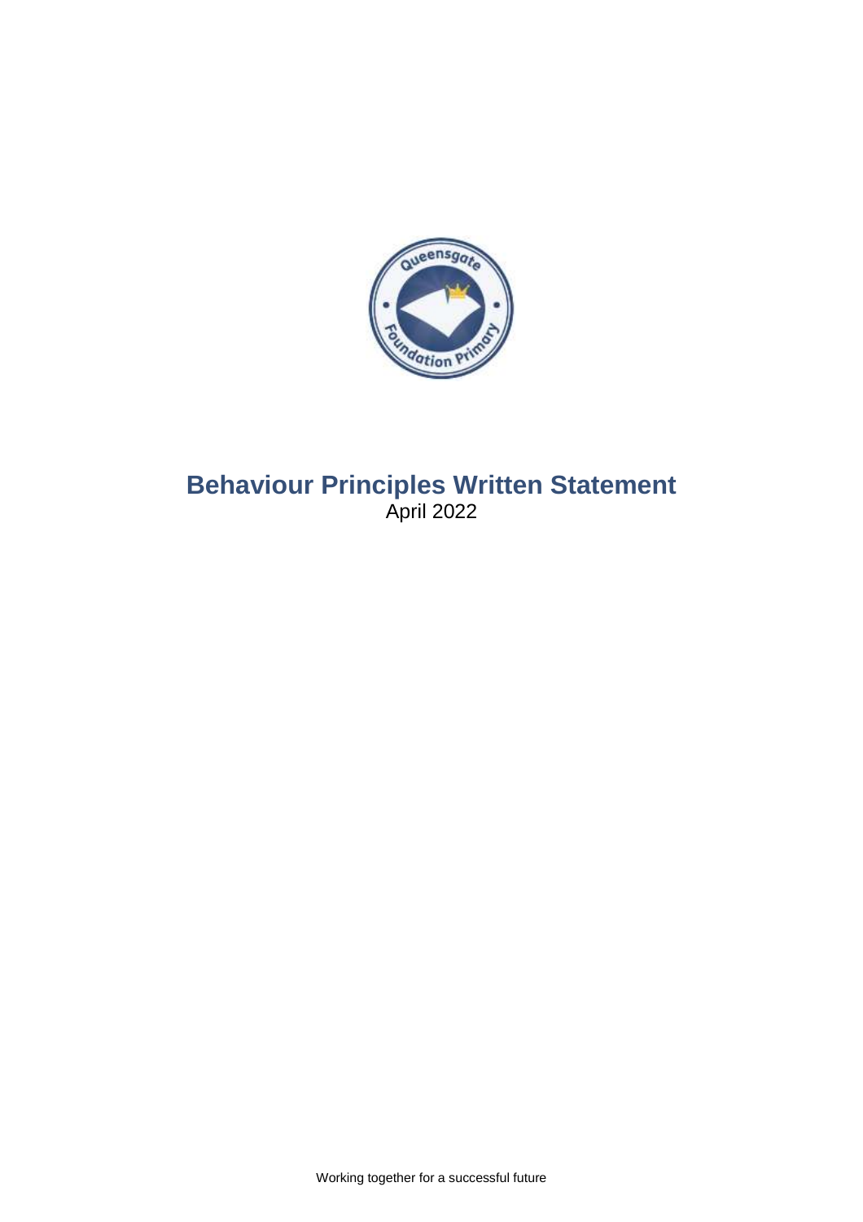# Behaviour Principles Written Statement

April 2022

Working together for a successful future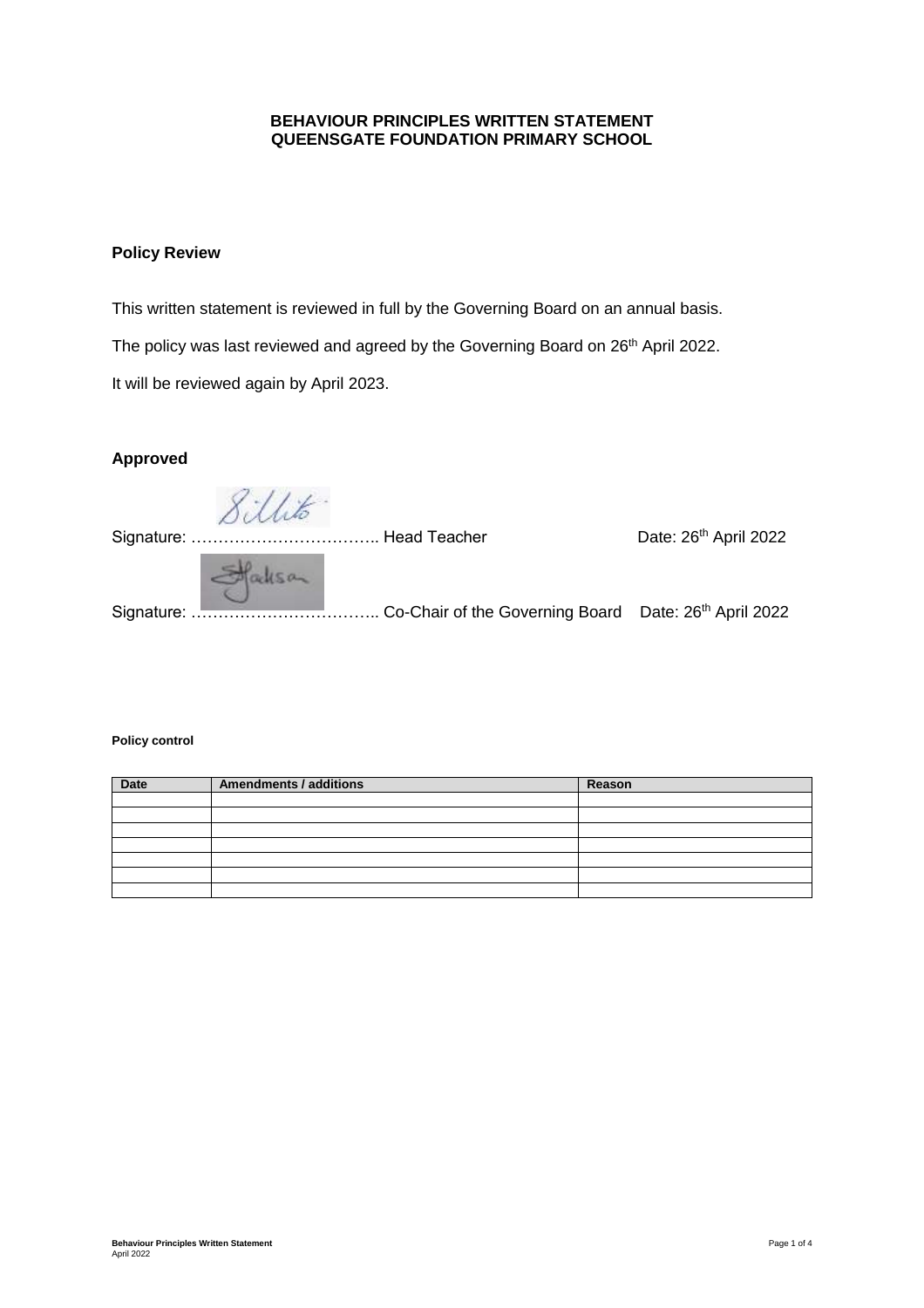**BEHAVIOUR PRINCIPLES WRITTEN STATEMENT**
**QUEENSGATE FOUNDATION PRIMARY SCHOOL**

### Policy Review

This written statement is reviewed in full by the Governing Board on an annual basis.

The policy was last reviewed and agreed by the Governing Board on 26th April 2022.

It will be reviewed again by April 2023.

### Approved

Signature: …………………………….. Head Teacher Date: 26th April 2022

Signature: …………………………….. Co-Chair of the Governing Board Date: 26th April 2022

**Policy control**

| Date | Amendments / additions | Reason |
|---|---|---|
| | | |
| | | |
| | | |
| | | |
| | | |
| | | |
| | | |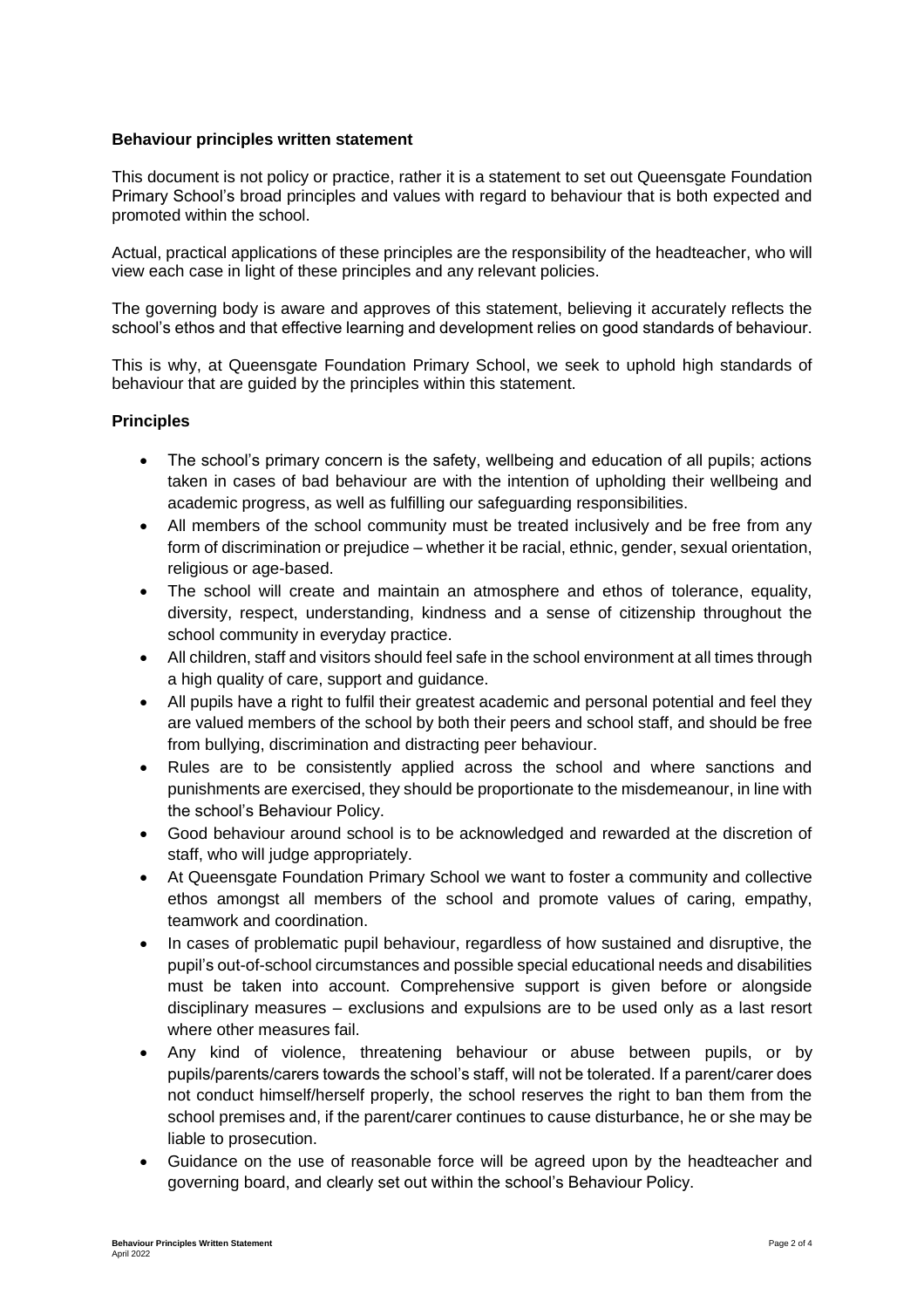**Behaviour principles written statement**

This document is not policy or practice, rather it is a statement to set out Queensgate Foundation Primary School's broad principles and values with regard to behaviour that is both expected and promoted within the school.

Actual, practical applications of these principles are the responsibility of the headteacher, who will view each case in light of these principles and any relevant policies.

The governing body is aware and approves of this statement, believing it accurately reflects the school's ethos and that effective learning and development relies on good standards of behaviour.

This is why, at Queensgate Foundation Primary School, we seek to uphold high standards of behaviour that are guided by the principles within this statement.

**Principles**

- The school's primary concern is the safety, wellbeing and education of all pupils; actions taken in cases of bad behaviour are with the intention of upholding their wellbeing and academic progress, as well as fulfilling our safeguarding responsibilities.
- All members of the school community must be treated inclusively and be free from any form of discrimination or prejudice – whether it be racial, ethnic, gender, sexual orientation, religious or age-based.
- The school will create and maintain an atmosphere and ethos of tolerance, equality, diversity, respect, understanding, kindness and a sense of citizenship throughout the school community in everyday practice.
- All children, staff and visitors should feel safe in the school environment at all times through a high quality of care, support and guidance.
- All pupils have a right to fulfil their greatest academic and personal potential and feel they are valued members of the school by both their peers and school staff, and should be free from bullying, discrimination and distracting peer behaviour.
- Rules are to be consistently applied across the school and where sanctions and punishments are exercised, they should be proportionate to the misdemeanour, in line with the school's Behaviour Policy.
- Good behaviour around school is to be acknowledged and rewarded at the discretion of staff, who will judge appropriately.
- At Queensgate Foundation Primary School we want to foster a community and collective ethos amongst all members of the school and promote values of caring, empathy, teamwork and coordination.
- In cases of problematic pupil behaviour, regardless of how sustained and disruptive, the pupil's out-of-school circumstances and possible special educational needs and disabilities must be taken into account. Comprehensive support is given before or alongside disciplinary measures – exclusions and expulsions are to be used only as a last resort where other measures fail.
- Any kind of violence, threatening behaviour or abuse between pupils, or by pupils/parents/carers towards the school's staff, will not be tolerated. If a parent/carer does not conduct himself/herself properly, the school reserves the right to ban them from the school premises and, if the parent/carer continues to cause disturbance, he or she may be liable to prosecution.
- Guidance on the use of reasonable force will be agreed upon by the headteacher and governing board, and clearly set out within the school's Behaviour Policy.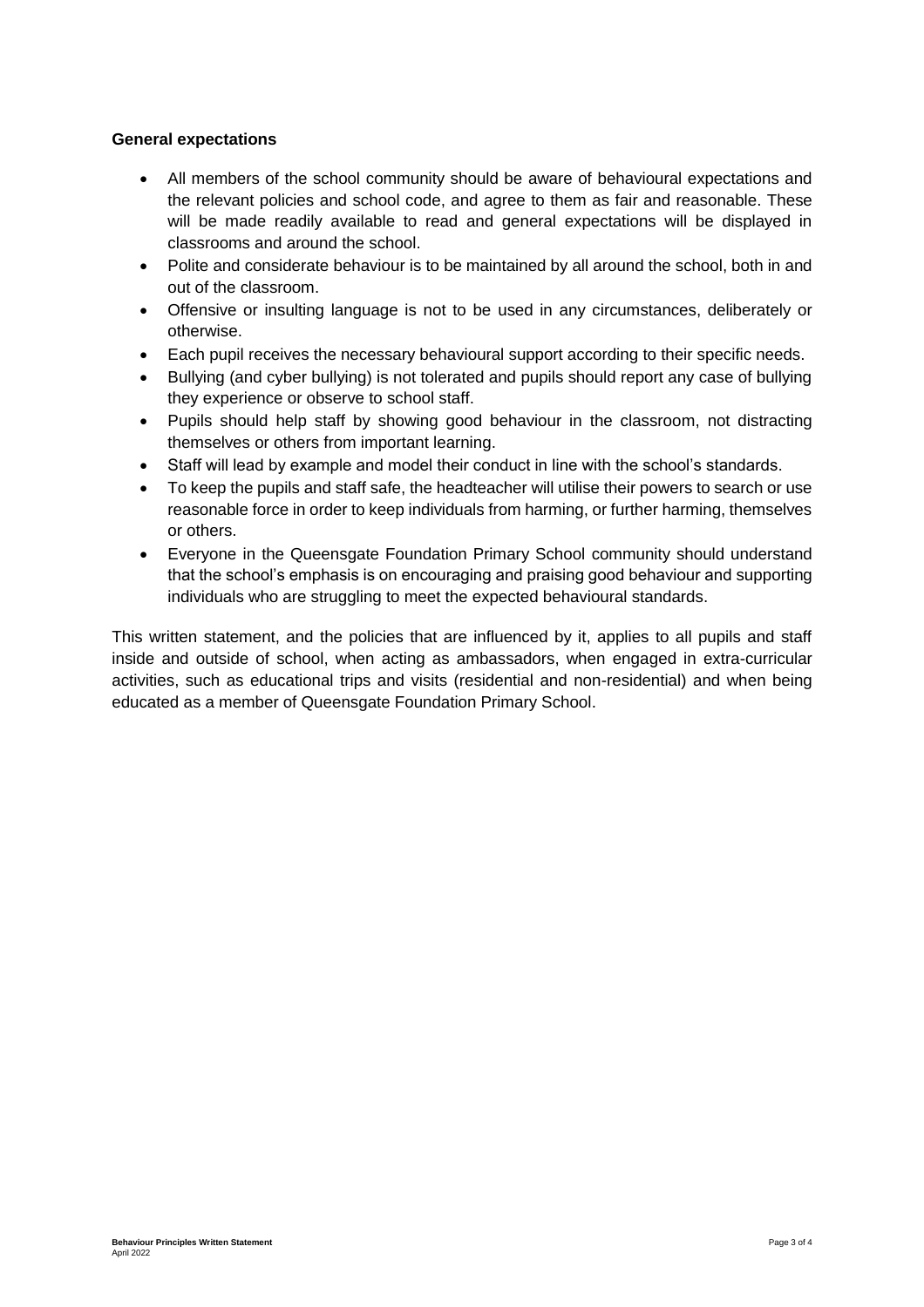**General expectations**

- All members of the school community should be aware of behavioural expectations and the relevant policies and school code, and agree to them as fair and reasonable. These will be made readily available to read and general expectations will be displayed in classrooms and around the school.
- Polite and considerate behaviour is to be maintained by all around the school, both in and out of the classroom.
- Offensive or insulting language is not to be used in any circumstances, deliberately or otherwise.
- Each pupil receives the necessary behavioural support according to their specific needs.
- Bullying (and cyber bullying) is not tolerated and pupils should report any case of bullying they experience or observe to school staff.
- Pupils should help staff by showing good behaviour in the classroom, not distracting themselves or others from important learning.
- Staff will lead by example and model their conduct in line with the school's standards.
- To keep the pupils and staff safe, the headteacher will utilise their powers to search or use reasonable force in order to keep individuals from harming, or further harming, themselves or others.
- Everyone in the Queensgate Foundation Primary School community should understand that the school's emphasis is on encouraging and praising good behaviour and supporting individuals who are struggling to meet the expected behavioural standards.

This written statement, and the policies that are influenced by it, applies to all pupils and staff inside and outside of school, when acting as ambassadors, when engaged in extra-curricular activities, such as educational trips and visits (residential and non-residential) and when being educated as a member of Queensgate Foundation Primary School.